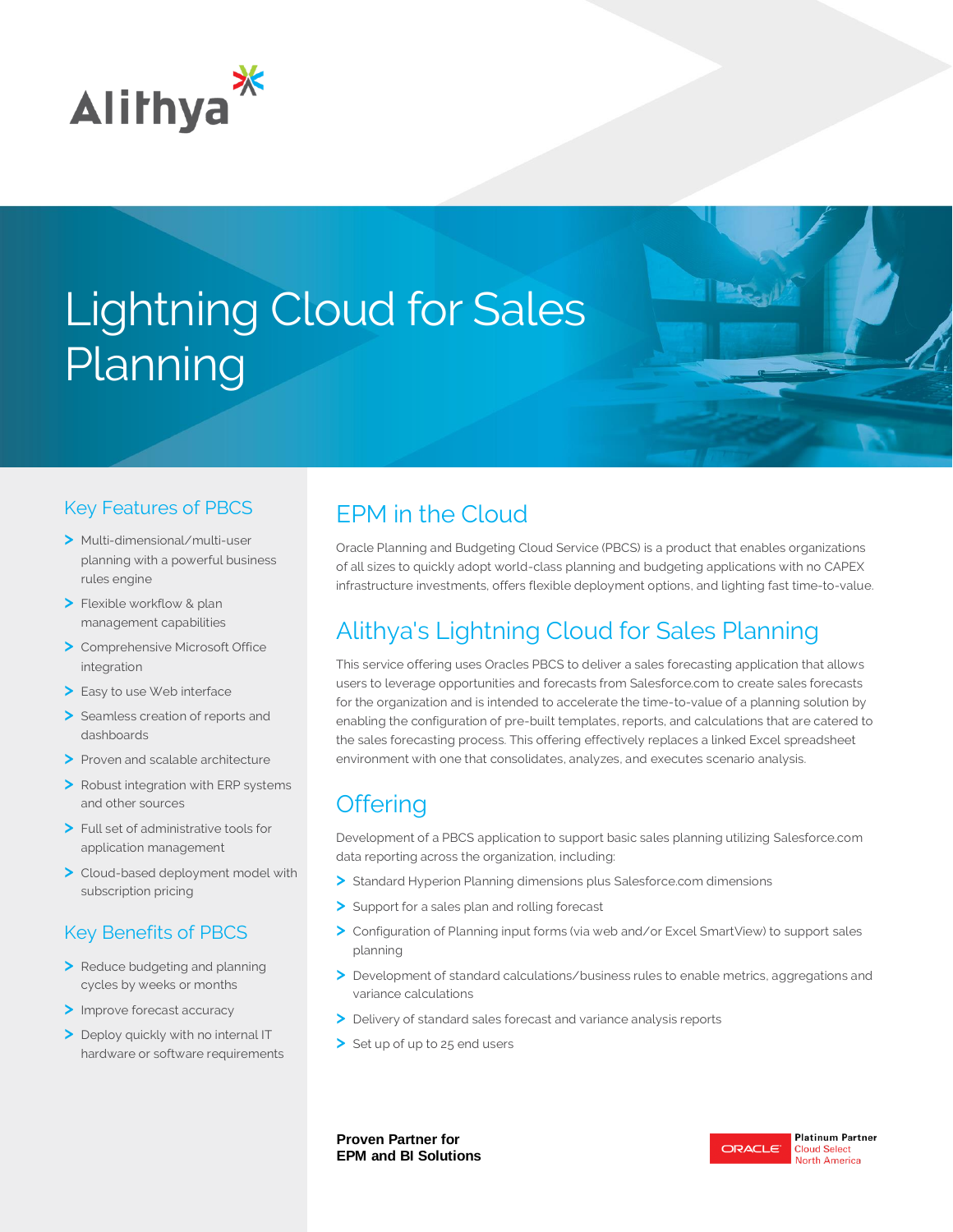Alithya

# Lightning Cloud for Sales Planning

## Key Features of PBCS

- Multi-dimensional/multi-user planning with a powerful business rules engine
- Flexible workflow & plan management capabilities
- Comprehensive Microsoft Office integration
- Easy to use Web interface
- Seamless creation of reports and dashboards
- Proven and scalable architecture
- Robust integration with ERP systems and other sources
- Full set of administrative tools for application management
- Cloud-based deployment model with subscription pricing

## Key Benefits of PBCS

- Reduce budgeting and planning cycles by weeks or months
- Improve forecast accuracy
- Deploy quickly with no internal IT hardware or software requirements

## EPM in the Cloud

Oracle Planning and Budgeting Cloud Service (PBCS) is a product that enables organizations of all sizes to quickly adopt world-class planning and budgeting applications with no CAPEX infrastructure investments, offers flexible deployment options, and lighting fast time-to-value.

## Alithya's Lightning Cloud for Sales Planning

This service offering uses Oracles PBCS to deliver a sales forecasting application that allows users to leverage opportunities and forecasts from Salesforce.com to create sales forecasts for the organization and is intended to accelerate the time-to-value of a planning solution by enabling the configuration of pre-built templates, reports, and calculations that are catered to the sales forecasting process. This offering effectively replaces a linked Excel spreadsheet environment with one that consolidates, analyzes, and executes scenario analysis.

## Offering

Development of a PBCS application to support basic sales planning utilizing Salesforce.com data reporting across the organization, including:

- Standard Hyperion Planning dimensions plus Salesforce.com dimensions
- Support for a sales plan and rolling forecast
- Configuration of Planning input forms (via web and/or Excel SmartView) to support sales planning
- Development of standard calculations/business rules to enable metrics, aggregations and variance calculations
- Delivery of standard sales forecast and variance analysis reports
- Set up of up to 25 end users

**Proven Partner for EPM and BI Solutions**

ORACLE Platinum Partner Cloud Select North America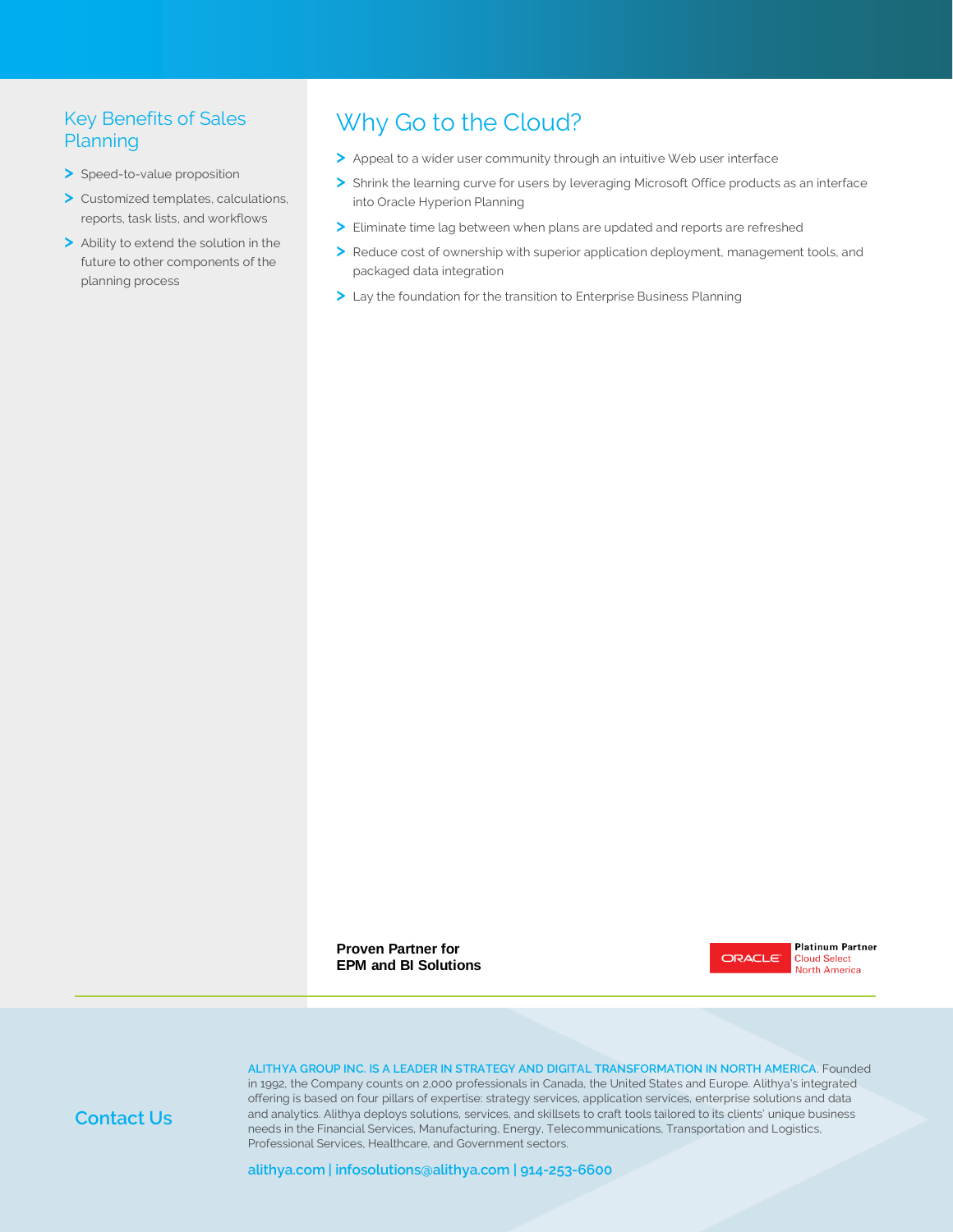## Key Benefits of Sales Planning

- Speed-to-value proposition
- Customized templates, calculations, reports, task lists, and workflows
- Ability to extend the solution in the future to other components of the planning process

## Why Go to the Cloud?

- Appeal to a wider user community through an intuitive Web user interface
- Shrink the learning curve for users by leveraging Microsoft Office products as an interface into Oracle Hyperion Planning
- Eliminate time lag between when plans are updated and reports are refreshed
- Reduce cost of ownership with superior application deployment, management tools, and packaged data integration
- Lay the foundation for the transition to Enterprise Business Planning

**Proven Partner for EPM and BI Solutions**

ORACLE Platinum Partner
Cloud Select
North America

## Contact Us

ALITHYA GROUP INC. IS A LEADER IN STRATEGY AND DIGITAL TRANSFORMATION IN NORTH AMERICA. Founded in 1992, the Company counts on 2,000 professionals in Canada, the United States and Europe. Alithya's integrated offering is based on four pillars of expertise: strategy services, application services, enterprise solutions and data and analytics. Alithya deploys solutions, services, and skillsets to craft tools tailored to its clients' unique business needs in the Financial Services, Manufacturing, Energy, Telecommunications, Transportation and Logistics, Professional Services, Healthcare, and Government sectors.

alithya.com | infosolutions@alithya.com | 914-253-6600